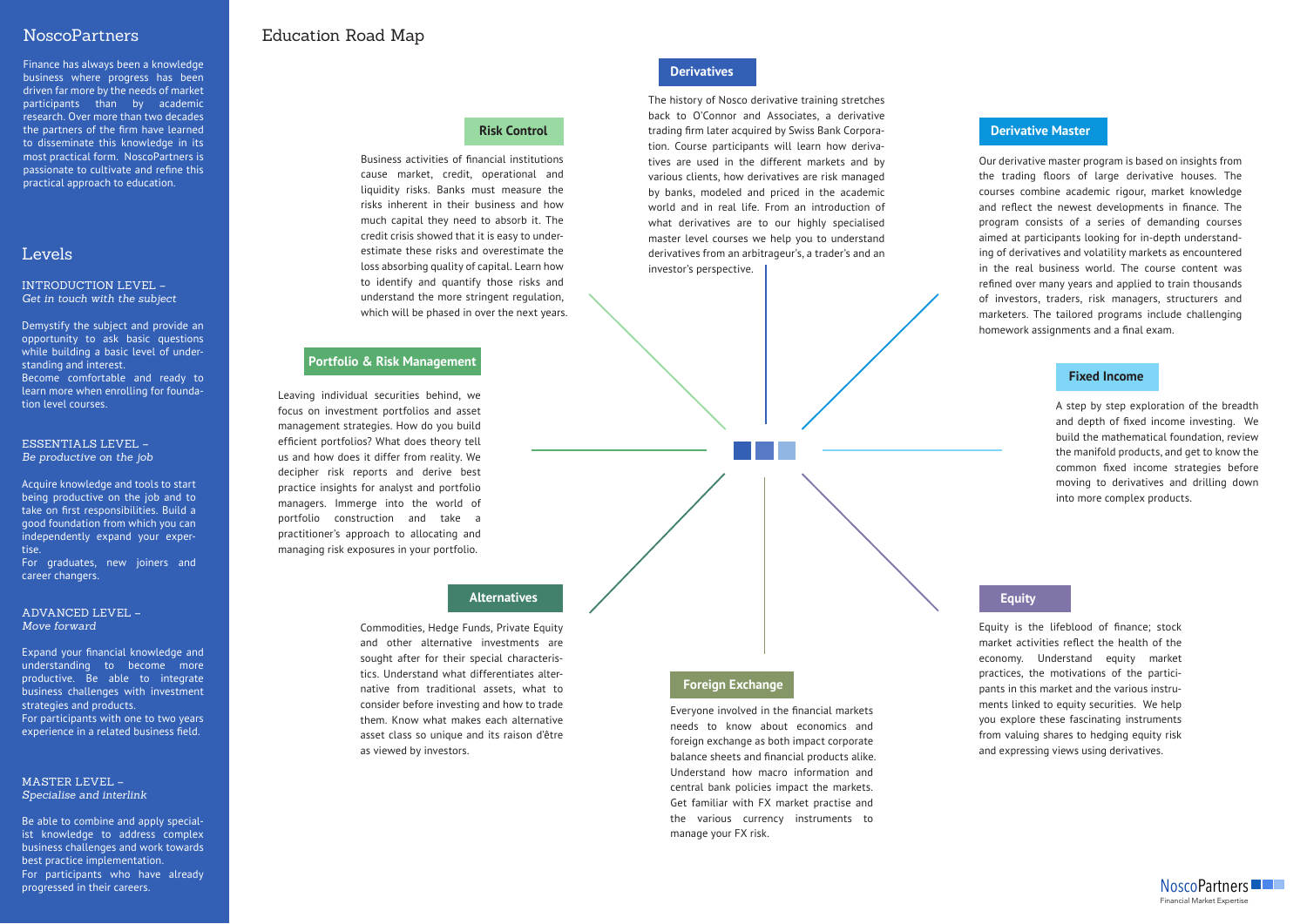## NoscoPartners

Finance has always been a knowledge business where progress has been driven far more by the needs of market participants than by academic research. Over more than two decades the partners of the firm have learned to disseminate this knowledge in its most practical form. NoscoPartners is passionate to cultivate and refine this practical approach to education.

## Levels

INTRODUCTION LEVEL –
*Get in touch with the subject*

Demystify the subject and provide an opportunity to ask basic questions while building a basic level of understanding and interest.
Become comfortable and ready to learn more when enrolling for foundation level courses.

ESSENTIALS LEVEL –
*Be productive on the job*

Acquire knowledge and tools to start being productive on the job and to take on first responsibilities. Build a good foundation from which you can independently expand your expertise.
For graduates, new joiners and career changers.

ADVANCED LEVEL –
*Move forward*

Expand your financial knowledge and understanding to become more productive. Be able to integrate business challenges with investment strategies and products.
For participants with one to two years experience in a related business field.

MASTER LEVEL –
*Specialise and interlink*

Be able to combine and apply specialist knowledge to address complex business challenges and work towards best practice implementation.
For participants who have already progressed in their careers.

# Education Road Map

### Derivatives

The history of Nosco derivative training stretches back to O'Connor and Associates, a derivative trading firm later acquired by Swiss Bank Corporation. Course participants will learn how derivatives are used in the different markets and by various clients, how derivatives are risk managed by banks, modeled and priced in the academic world and in real life. From an introduction of what derivatives are to our highly specialised master level courses we help you to understand derivatives from an arbitrageur's, a trader's and an investor's perspective.

### Risk Control

Business activities of financial institutions cause market, credit, operational and liquidity risks. Banks must measure the risks inherent in their business and how much capital they need to absorb it. The credit crisis showed that it is easy to underestimate these risks and overestimate the loss absorbing quality of capital. Learn how to identify and quantify those risks and understand the more stringent regulation, which will be phased in over the next years.

### Derivative Master

Our derivative master program is based on insights from the trading floors of large derivative houses. The courses combine academic rigour, market knowledge and reflect the newest developments in finance. The program consists of a series of demanding courses aimed at participants looking for in-depth understanding of derivatives and volatility markets as encountered in the real business world. The course content was refined over many years and applied to train thousands of investors, traders, risk managers, structurers and marketers. The tailored programs include challenging homework assignments and a final exam.

### Portfolio & Risk Management

Leaving individual securities behind, we focus on investment portfolios and asset management strategies. How do you build efficient portfolios? What does theory tell us and how does it differ from reality. We decipher risk reports and derive best practice insights for analyst and portfolio managers. Immerge into the world of portfolio construction and take a practitioner's approach to allocating and managing risk exposures in your portfolio.

### Fixed Income

A step by step exploration of the breadth and depth of fixed income investing. We build the mathematical foundation, review the manifold products, and get to know the common fixed income strategies before moving to derivatives and drilling down into more complex products.

### Alternatives

Commodities, Hedge Funds, Private Equity and other alternative investments are sought after for their special characteristics. Understand what differentiates alternative from traditional assets, what to consider before investing and how to trade them. Know what makes each alternative asset class so unique and its raison d'être as viewed by investors.

### Equity

Equity is the lifeblood of finance; stock market activities reflect the health of the economy. Understand equity market practices, the motivations of the participants in this market and the various instruments linked to equity securities. We help you explore these fascinating instruments from valuing shares to hedging equity risk and expressing views using derivatives.

### Foreign Exchange

Everyone involved in the financial markets needs to know about economics and foreign exchange as both impact corporate balance sheets and financial products alike. Understand how macro information and central bank policies impact the markets. Get familiar with FX market practise and the various currency instruments to manage your FX risk.

NoscoPartners
Financial Market Expertise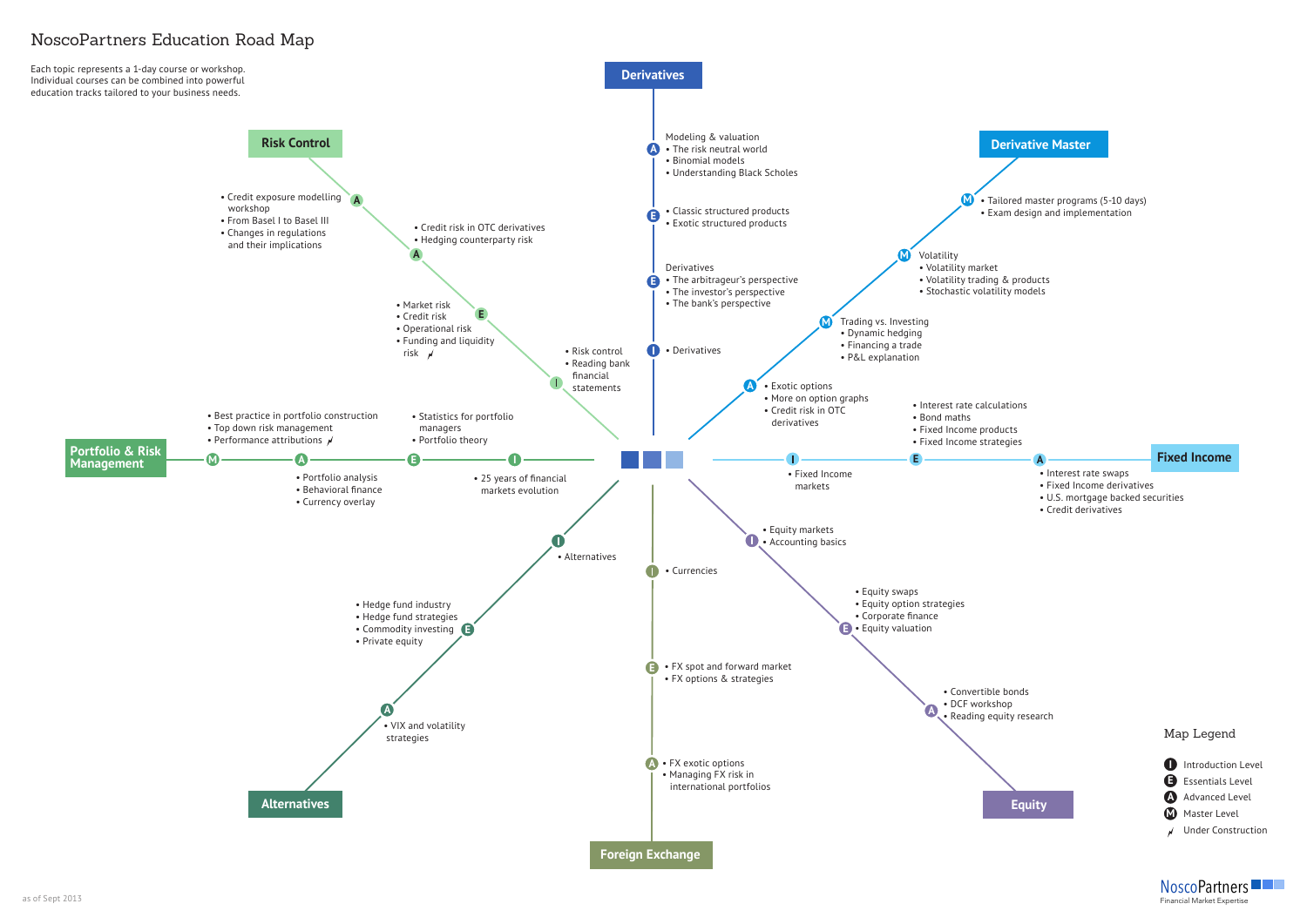# NoscoPartners Education Road Map

Each topic represents a 1-day course or workshop. Individual courses can be combined into powerful education tracks tailored to your business needs.

## Derivatives

**I**
- Derivatives

**E**

Derivatives
- The arbitrageur's perspective
- The investor's perspective
- The bank's perspective

**E**
- Classic structured products
- Exotic structured products

**A**

Modeling & valuation
- The risk neutral world
- Binomial models
- Understanding Black Scholes

## Derivative Master

**A**
- Exotic options
- More on option graphs
- Credit risk in OTC derivatives

**M**

Trading vs. Investing
- Dynamic hedging
- Financing a trade
- P&L explanation

**M**

Volatility
- Volatility market
- Volatility trading & products
- Stochastic volatility models

**M**
- Tailored master programs (5-10 days)
- Exam design and implementation

## Fixed Income

**I**
- Fixed Income markets

**E**
- Interest rate calculations
- Bond maths
- Fixed Income products
- Fixed Income strategies

**A**
- Interest rate swaps
- Fixed Income derivatives
- U.S. mortgage backed securities
- Credit derivatives

## Equity

**I**
- Equity markets
- Accounting basics

**E**
- Equity swaps
- Equity option strategies
- Corporate finance
- Equity valuation

**A**
- Convertible bonds
- DCF workshop
- Reading equity research

## Foreign Exchange

**I**
- Currencies

**E**
- FX spot and forward market
- FX options & strategies

**A**
- FX exotic options
- Managing FX risk in international portfolios

## Alternatives

**I**
- Alternatives

**E**
- Hedge fund industry
- Hedge fund strategies
- Commodity investing
- Private equity

**A**
- VIX and volatility strategies

## Portfolio & Risk Management

**I**
- 25 years of financial markets evolution

**E**
- Statistics for portfolio managers
- Portfolio theory

**A**
- Portfolio analysis
- Behavioral finance
- Currency overlay

**M**
- Best practice in portfolio construction
- Top down risk management
- Performance attributions (under construction)

## Risk Control

**I**
- Risk control
- Reading bank financial statements

**E**
- Market risk
- Credit risk
- Operational risk
- Funding and liquidity risk (under construction)

**A**
- Credit risk in OTC derivatives
- Hedging counterparty risk

**A**
- Credit exposure modelling workshop
- From Basel I to Basel III
- Changes in regulations and their implications

## Map Legend

- I – Introduction Level
- E – Essentials Level
- A – Advanced Level
- M – Master Level
- Under Construction

as of Sept 2013

NoscoPartners
Financial Market Expertise